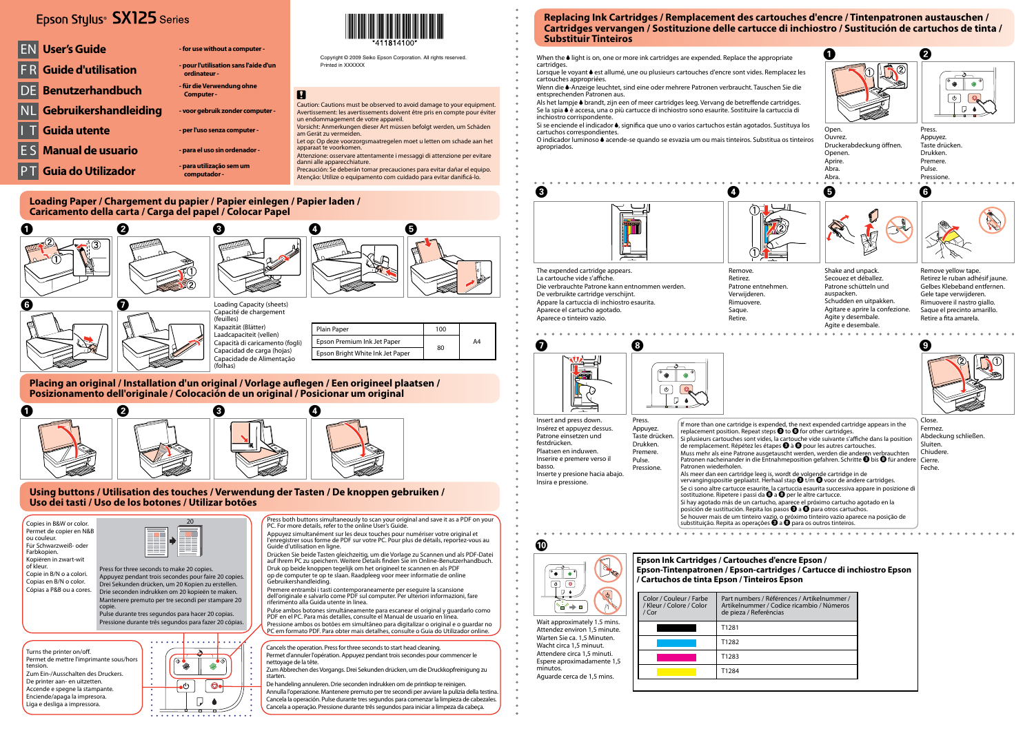# Epson Stylus® SX125 Series

| | | |
|---|---|---|
| EN | User's Guide | - for use without a computer - |
| FR | Guide d'utilisation | - pour l'utilisation sans l'aide d'un ordinateur - |
| DE | Benutzerhandbuch | - für die Verwendung ohne Computer - |
| NL | Gebruikershandleiding | - voor gebruik zonder computer - |
| IT | Guida utente | - per l'uso senza computer - |
| ES | Manual de usuario | - para el uso sin ordenador - |
| PT | Guia do Utilizador | - para utilização sem um computador - |

*411814100*

Copyright © 2009 Seiko Epson Corporation. All rights reserved.
Printed in XXXXXX

Caution: Cautions must be observed to avoid damage to your equipment.
Avertissement: les avertissements doivent être pris en compte pour éviter un endommagement de votre appareil.
Vorsicht: Anmerkungen dieser Art müssen befolgt werden, um Schäden am Gerät zu vermeiden.
Let op: Op deze voorzorgsmaatregelen moet u letten om schade aan het apparaat te voorkomen.
Attenzione: osservare attentamente i messaggi di attenzione per evitare danni alle apparecchiature.
Precaución: Se deberán tomar precauciones para evitar dañar el equipo.
Atenção: Utilize o equipamento com cuidado para evitar danificá-lo.

## Loading Paper / Chargement du papier / Papier einlegen / Papier laden / Caricamento della carta / Carga del papel / Colocar Papel

Loading Capacity (sheets)
Capacité de chargement (feuilles)
Kapazität (Blätter)
Laadcapaciteit (vellen)
Capacità di caricamento (fogli)
Capacidad de carga (hojas)
Capacidade de Alimentação (folhas)

| | | |
|---|---|---|
| Plain Paper | 100 | A4 |
| Epson Premium Ink Jet Paper | 80 | |
| Epson Bright White Ink Jet Paper | | |

## Placing an original / Installation d'un original / Vorlage auflegen / Een origineel plaatsen / Posizionamento dell'originale / Colocación de un original / Posicionar um original

## Using buttons / Utilisation des touches / Verwendung der Tasten / De knoppen gebruiken / Uso dei tasti / Uso de los botones / Utilizar botões

Copies in B&W or color.
Permet de copier en N&B ou couleur.
Für Schwarzweiß- oder Farbkopien.
Kopiëren in zwart-wit of kleur.
Copie in B/N o a colori.
Copia en B/N o a color.
Cópias a P&B ou a cores.

Press for three seconds to make 20 copies.
Appuyez pendant trois secondes pour faire 20 copies.
Drei Sekunden drücken, um 20 Kopien zu erstellen.
Drie seconden indrukken om 20 kopieën te maken.
Mantenere premuto per tre secondi per stampare 20 copie.
Pulse durante tres segundos para hacer 20 copias.
Pressione durante três segundos para fazer 20 cópias.

Press both buttons simultaneously to scan your original and save it as a PDF on your PC. For more details, refer to the online User's Guide.
Appuyez simultanément sur les deux touches pour numériser votre original et l'enregistrer sous forme de PDF sur votre PC. Pour plus de détails, reportez-vous au Guide d'utilisation en ligne.
Drücken Sie beide Tasten gleichzeitig, um die Vorlage zu Scannen und als PDF-Datei auf Ihrem PC zu speichern. Weitere Details finden Sie im Online-Benutzerhandbuch.
Druk op beide knoppen tegelijk om het origineel te scannen en als PDF op de computer te op te slaan. Raadpleeg voor meer informatie de online Gebruikershandleiding.
Premere entrambi i tasti contemporaneamente per eseguire la scansione dell'originale e salvarlo come PDF sul computer. Per ulteriori informazioni, fare riferimento alla Guida utente in linea.
Pulse ambos botones simultáneamente para escanear el original y guardarlo como PDF en el PC. Para más detalles, consulte el Manual de usuario en línea.
Pressione ambos os botões em simultâneo para digitalizar o original e o guardar no PC em formato PDF. Para obter mais detalhes, consulte o Guia do Utilizador online.

Turns the printer on/off.
Permet de mettre l'imprimante sous/hors tension.
Zum Ein-/Ausschalten des Druckers.
De printer aan- en uitzetten.
Accende e spegne la stampante.
Enciende/apaga la impresora.
Liga e desliga a impressora.

Cancels the operation. Press for three seconds to start head cleaning.
Permet d'annuler l'opération. Appuyez pendant trois secondes pour commencer le nettoyage de la tête.
Zum Abbrechen des Vorgangs. Drei Sekunden drücken, um die Druckkopfreinigung zu starten.
De handeling annuleren. Drie seconden indrukken om de printkop te reinigen.
Annulla l'operazione. Mantenere premuto per tre secondi per avviare la pulizia della testina.
Cancela la operación. Pulse durante tres segundos para comenzar la limpieza de cabezales.
Cancela a operação. Pressione durante três segundos para iniciar a limpeza da cabeça.

## Replacing Ink Cartridges / Remplacement des cartouches d'encre / Tintenpatronen austauschen / Cartridges vervangen / Sostituzione delle cartucce di inchiostro / Sustitución de cartuchos de tinta / Substituir Tinteiros

When the ♦ light is on, one or more ink cartridges are expended. Replace the appropriate cartridges.
Lorsque le voyant ♦ est allumé, une ou plusieurs cartouches d'encre sont vides. Remplacez les cartouches appropriées.
Wenn die ♦-Anzeige leuchtet, sind eine oder mehrere Patronen verbraucht. Tauschen Sie die entsprechenden Patronen aus.
Als het lampje ♦ brandt, zijn een of meer cartridges leeg. Vervang de betreffende cartridges.
Se la spia ♦ è accesa, una o più cartucce di inchiostro sono esaurite. Sostituire la cartuccia di inchiostro corrispondente.
Si se enciende el indicador ♦, significa que uno o varios cartuchos están agotados. Sustituya los cartuchos correspondientes.
O indicador luminoso ♦ acende-se quando se esvazia um ou mais tinteiros. Substitua os tinteiros apropriados.

1. Open. / Ouvrez. / Druckerabdeckung öffnen. / Openen. / Aprire. / Abra. / Abra.

2. Press. / Appuyez. / Taste drücken. / Drukken. / Premere. / Pulse. / Pressione.

3. The expended cartridge appears. / La cartouche vide s'affiche. / Die verbrauchte Patrone kann entnommen werden. / De verbruikte cartridge verschijnt. / Appare la cartuccia di inchiostro esaurita. / Aparece el cartucho agotado. / Aparece o tinteiro vazio.

4. Remove. / Retirez. / Patrone entnehmen. / Verwijderen. / Rimuovere. / Saque. / Retire.

5. Shake and unpack. / Secouez et déballez. / Patrone schütteln und auspacken. / Schudden en uitpakken. / Agitare e aprire la confezione. / Agite y desembale. / Agite e desembale.

6. Remove yellow tape. / Retirez le ruban adhésif jaune. / Gelbes Klebeband entfernen. / Gele tape verwijderen. / Rimuovere il nastro giallo. / Saque el precinto amarillo. / Retire a fita amarela.

7. Insert and press down. / Insérez et appuyez dessus. / Patrone einsetzen und festdrücken. / Plaatsen en indrukken. / Inserire e premere verso il basso. / Inserte y presione hacia abajo. / Insira e pressione.

8. Press. / Appuyez. / Taste drücken. / Drukken. / Premere. / Pulse. / Pressione.

If more than one cartridge is expended, the next expended cartridge appears in the replacement position. Repeat steps 3 to 8 for other cartridges.
Si plusieurs cartouches sont vides, la cartouche vide suivante s'affiche dans la position de remplacement. Répétez les étapes 3 à 8 pour les autres cartouches.
Muss mehr als eine Patrone ausgetauscht werden, werden die anderen verbrauchten Patronen nacheinander in die Entnahmeposition gefahren. Schritte 3 bis 8 für andere Patronen wiederholen.
Als meer dan een cartridge leeg is, wordt de volgende cartridge in de vervangingspositie geplaatst. Herhaal stap 3 t/m 8 voor de andere cartridges.
Se ci sono altre cartucce esaurite, la cartuccia esaurita successiva appare in posizione di sostituzione. Ripetere i passi da 3 a 8 per le altre cartucce.
Si hay agotado más de un cartucho, aparece el próximo cartucho agotado en la posición de sustitución. Repita los pasos 3 a 8 para otros cartuchos.
Se houver mais de um tinteiro vazio, o próximo tinteiro vazio aparece na posição de substituição. Repita as operações 3 a 8 para os outros tinteiros.

9. Close. / Fermez. / Abdeckung schließen. / Sluiten. / Chiudere. / Cierre. / Feche.

10. Wait approximately 1.5 mins. / Attendez environ 1,5 minute. / Warten Sie ca. 1,5 Minuten. / Wacht circa 1,5 minuut. / Attendere circa 1,5 minuti. / Espere aproximadamente 1,5 minutos. / Aguarde cerca de 1,5 mins.

### Epson Ink Cartridges / Cartouches d'encre Epson / Epson-Tintenpatronen / Epson-cartridges / Cartucce di inchiostro Epson / Cartuchos de tinta Epson / Tinteiros Epson

| Color / Couleur / Farbe / Kleur / Colore / Color / Cor | Part numbers / Références / Artikelnummer / Artikelnummer / Codice ricambio / Números de pieza / Referências |
|---|---|
| (Black) | T1281 |
| (Cyan) | T1282 |
| (Magenta) | T1283 |
| (Yellow) | T1284 |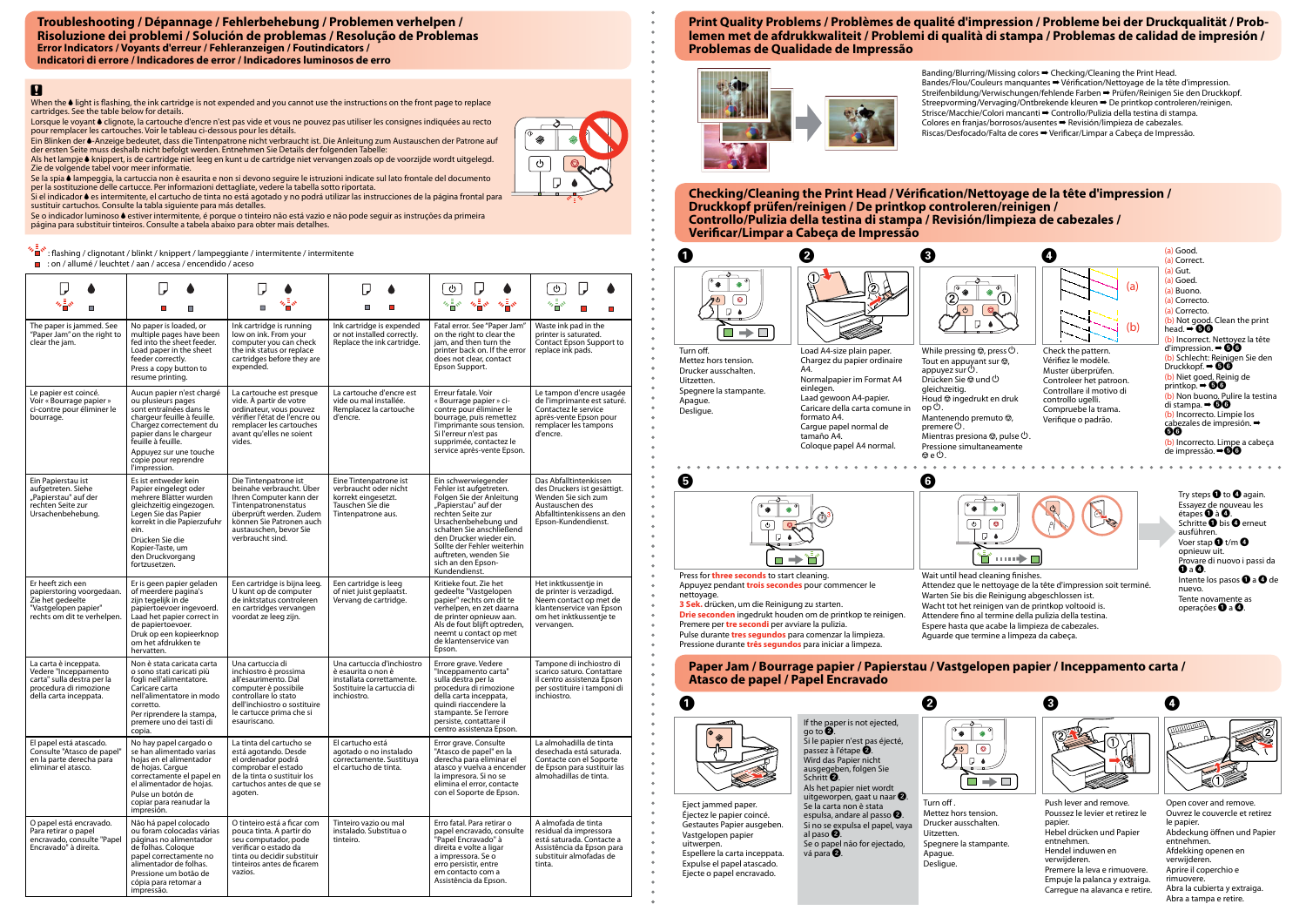# Troubleshooting / Dépannage / Fehlerbehebung / Problemen verhelpen / Risoluzione dei problemi / Solución de problemas / Resolução de Problemas

## Error Indicators / Voyants d'erreur / Fehleranzeigen / Foutindicators / Indicatori di errore / Indicadores de error / Indicadores luminosos de erro

When the ♦ light is flashing, the ink cartridge is not expended and you cannot use the instructions on the front page to replace cartridges. See the table below for details.

Lorsque le voyant ♦ clignote, la cartouche d'encre n'est pas vide et vous ne pouvez pas utiliser les consignes indiquées au recto pour remplacer les cartouches. Voir le tableau ci-dessous pour les détails.

Ein Blinken der ♦-Anzeige bedeutet, dass die Tintenpatrone nicht verbraucht ist. Die Anleitung zum Austauschen der Patrone auf der ersten Seite muss deshalb nicht befolgt werden. Entnehmen Sie Details der folgenden Tabelle:

Als het lampje ♦ knippert, is de cartridge niet leeg en kunt u de cartridge niet vervangen zoals op de voorzijde wordt uitgelegd. Zie de volgende tabel voor meer informatie.

Se la spia ♦ lampeggia, la cartuccia non è esaurita e non si devono seguire le istruzioni indicate sul lato frontale del documento per la sostituzione delle cartucce. Per informazioni dettagliate, vedere la tabella sotto riportata.

Si el indicador ♦ es intermitente, el cartucho de tinta no está agotado y no podrá utilizar las instrucciones de la página frontal para sustituir cartuchos. Consulte la tabla siguiente para más detalles.

Se o indicador luminoso ♦ estiver intermitente, é porque o tinteiro não está vazio e não pode seguir as instruções da primeira página para substituir tinteiros. Consulte a tabela abaixo para obter mais detalhes.

: flashing / clignotant / blinkt / knippert / lampeggiante / intermitente / intermitente

: on / allumé / leuchtet / aan / accesa / encendido / aceso

| | | | | | |
|---|---|---|---|---|---|
| The paper is jammed. See "Paper Jam" on the right to clear the jam. | No paper is loaded, or multiple pages have been fed into the sheet feeder. Load paper in the sheet feeder correctly. Press a copy button to resume printing. | Ink cartridge is running low on ink. From your computer you can check the ink status or replace cartridges before they are expended. | Ink cartridge is expended or not installed correctly. Replace the ink cartridge. | Fatal error. See "Paper Jam" on the right to clear the jam, and then turn the printer back on. If the error does not clear, contact Epson Support. | Waste ink pad in the printer is saturated. Contact Epson Support to replace ink pads. |
| Le papier est coincé. Voir « Bourrage papier » ci-contre pour éliminer le bourrage. | Aucun papier n'est chargé ou plusieurs pages sont entraînées dans le chargeur feuille à feuille. Chargez correctement du papier dans le chargeur feuille à feuille. Appuyez sur une touche copie pour reprendre l'impression. | La cartouche est presque vide. A partir de votre ordinateur, vous pouvez vérifier l'état de l'encre ou remplacer les cartouches avant qu'elles ne soient vides. | La cartouche d'encre est vide ou mal installée. Remplacez la cartouche d'encre. | Erreur fatale. Voir « Bourrage papier » ci-contre pour éliminer le bourrage, puis remettez l'imprimante sous tension. Si l'erreur n'est pas supprimée, contactez le service après-vente Epson. | Le tampon d'encre usagée de l'imprimante est saturé. Contactez le service après-vente Epson pour remplacer les tampons d'encre. |
| Ein Papierstau ist aufgetreten. Siehe „Papierstau" auf der rechten Seite zur Ursachenbehebung. | Es ist entweder kein Papier eingelegt oder mehrere Blätter wurden gleichzeitig eingezogen. Legen Sie das Papier korrekt in die Papierzufuhr ein. Drücken Sie die Kopier-Taste, um den Druckvorgang fortzusetzen. | Die Tintenpatrone ist beinahe verbraucht. Über Ihren Computer kann der Tintenpatronenstatus überprüft werden. Zudem können Sie Patronen auch austauschen, bevor Sie verbraucht sind. | Eine Tintenpatrone ist verbraucht oder nicht korrekt eingesetzt. Tauschen Sie die Tintenpatrone aus. | Ein schwerwiegender Fehler ist aufgetreten. Folgen Sie der Anleitung „Papierstau" auf der rechten Seite zur Ursachenbehebung und schalten Sie anschließend den Drucker wieder ein. Sollte der Fehler weiterhin auftreten, wenden Sie sich an den Epson-Kundendienst. | Das Abfalltintenkissen des Druckers ist gesättigt. Wenden Sie sich zum Austauschen des Abfalltintenkissens an den Epson-Kundendienst. |
| Er heeft zich een papierstoring voorgedaan. Zie het gedeelte "Vastgelopen papier" rechts om dit te verhelpen. | Er is geen papier geladen of meerdere pagina's zijn tegelijk in de papiertoevoer ingevoerd. Laad het papier correct in de papiertoevoer. Druk op een kopieerknop om het afdrukken te hervatten. | Een cartridge is bijna leeg. U kunt op de computer de inktstatus controleren en cartridges vervangen voordat ze leeg zijn. | Een cartridge is leeg of niet juist geplaatst. Vervang de cartridge. | Kritieke fout. Zie het gedeelte "Vastgelopen papier" rechts om dit te verhelpen, en zet daarna de printer opnieuw aan. Als de fout blijft optreden, neemt u contact op met de klantenservice van Epson. | Het inktkussentje in de printer is verzadigd. Neem contact op met de klantenservice van Epson om het inktkussentje te vervangen. |
| La carta è inceppata. Vedere "Inceppamento carta" sulla destra per la procedura di rimozione della carta inceppata. | Non è stata caricata carta o sono stati caricati più fogli nell'alimentatore. Caricare carta nell'alimentatore in modo corretto. Per riprendere la stampa, premere uno dei tasti di copia. | Una cartuccia di inchiostro è prossima all'esaurimento. Dal computer è possibile controllare lo stato dell'inchiostro o sostituire le cartucce prima che si esauriscano. | Una cartuccia d'inchiostro è esaurita o non è installata correttamente. Sostituire la cartuccia di inchiostro. | Errore grave. Vedere "Inceppamento carta" sulla destra per la procedura di rimozione della carta inceppata, quindi riaccendere la stampante. Se l'errore persiste, contattare il centro assistenza Epson. | Tampone di inchiostro di scarico saturo. Contattare il centro assistenza Epson per sostituire i tamponi di inchiostro. |
| El papel está atascado. Consulte "Atasco de papel" en la parte derecha para eliminar el atasco. | No hay papel cargado o se han alimentado varias hojas en el alimentador de hojas. Cargue correctamente el papel en el alimentador de hojas. Pulse un botón de copiar para reanudar la impresión. | La tinta del cartucho se está agotando. Desde el ordenador podrá comprobar el estado de la tinta o sustituir los cartuchos antes de que se agoten. | El cartucho está agotado o no instalado correctamente. Sustituya el cartucho de tinta. | Error grave. Consulte "Atasco de papel" en la derecha para eliminar el atasco y vuelva a encender la impresora. Si no se elimina el error, contacte con el Soporte de Epson. | La almohadilla de tinta desechada está saturada. Contacte con el Soporte de Epson para sustituir las almohadillas de tinta. |
| O papel está encravado. Para retirar o papel encravado, consulte "Papel Encravado" à direita. | Não há papel colocado ou foram colocadas várias páginas no alimentador de folhas. Coloque papel correctamente no alimentador de folhas. Pressione um botão de cópia para retomar a impressão. | O tinteiro está a ficar com pouca tinta. A partir do seu computador, pode verificar o estado da tinta ou decidir substituir tinteiros antes de ficarem vazios. | Tinteiro vazio ou mal instalado. Substitua o tinteiro. | Erro fatal. Para retirar o papel encravado, consulte "Papel Encravado" à direita e volte a ligar a impressora. Se o erro persistir, entre em contacto com a Assistência da Epson. | A almofada de tinta residual da impressora está saturada. Contacte a Assistência da Epson para substituir almofadas de tinta. |

# Print Quality Problems / Problèmes de qualité d'impression / Probleme bei der Druckqualität / Problemen met de afdrukkwaliteit / Problemi di qualità di stampa / Problemas de calidad de impresión / Problemas de Qualidade de Impressão

Banding/Blurring/Missing colors ➡ Checking/Cleaning the Print Head.
Bandes/Flou/Couleurs manquantes ➡ Vérification/Nettoyage de la tête d'impression.
Streifenbildung/Verwischungen/fehlende Farben ➡ Prüfen/Reinigen Sie den Druckkopf.
Streepvorming/Vervaging/Ontbrekende kleuren ➡ De printkop controleren/reinigen.
Strisce/Macchie/Colori mancanti ➡ Controllo/Pulizia della testina di stampa.
Colores en franjas/borrosos/ausentes ➡ Revisión/limpieza de cabezales.
Riscas/Desfocado/Falta de cores ➡ Verificar/Limpar a Cabeça de Impressão.

# Checking/Cleaning the Print Head / Vérification/Nettoyage de la tête d'impression / Druckkopf prüfen/reinigen / De printkop controleren/reinigen / Controllo/Pulizia della testina di stampa / Revisión/limpieza de cabezales / Verificar/Limpar a Cabeça de Impressão

**1**
Turn off.
Mettez hors tension.
Drucker ausschalten.
Uitzetten.
Spegnere la stampante.
Apague.
Desligue.

**2**
Load A4-size plain paper.
Chargez du papier ordinaire A4.
Normalpapier im Format A4 einlegen.
Laad gewoon A4-papier.
Caricare della carta comune in formato A4.
Cargue papel normal de tamaño A4.
Coloque papel A4 normal.

**3**
While pressing ⊗, press ⏻.
Tout en appuyant sur ⊗, appuyez sur ⏻.
Drücken Sie ⊗ und ⏻ gleichzeitig.
Houd ⊗ ingedrukt en druk op ⏻.
Mantenendo premuto ⊗, premere ⏻.
Mientras presiona ⊗, pulse ⏻.
Pressione simultaneamente ⊗ e ⏻.

**4**
Check the pattern.
Vérifiez le modèle.
Muster überprüfen.
Controleer het patroon.
Controllare il motivo di controllo ugelli.
Compruebe la trama.
Verifique o padrão.

(a) Good.
(a) Correct.
(a) Gut.
(a) Goed.
(a) Buono.
(a) Correcto.
(a) Correcto.
(b) Not good. Clean the print head. ➡ **5 6**
(b) Incorrect. Nettoyez la tête d'impression. ➡ **5 6**
(b) Schlecht: Reinigen Sie den Druckkopf. ➡ **5 6**
(b) Niet goed. Reinig de printkop. ➡ **5 6**
(b) Non buono. Pulire la testina di stampa. ➡ **5 6**
(b) Incorrecto. Limpie los cabezales de impresión. ➡ **5 6**
(b) Incorrecto. Limpe a cabeça de impressão. ➡ **5 6**

**5**
Press for **three seconds** to start cleaning.
Appuyez pendant **trois secondes** pour commencer le nettoyage.
**3 Sek.** drücken, um die Reinigung zu starten.
**Drie seconden** ingedrukt houden om de printkop te reinigen.
Premere per **tre secondi** per avviare la pulizia.
Pulse durante **tres segundos** para comenzar la limpieza.
Pressione durante **três segundos** para iniciar a limpeza.

**6**
Wait until head cleaning finishes.
Attendez que le nettoyage de la tête d'impression soit terminé.
Warten Sie bis die Reinigung abgeschlossen ist.
Wacht tot het reinigen van de printkop voltooid is.
Attendere fino al termine della pulizia della testina.
Espere hasta que acabe la limpieza de cabezales.
Aguarde que termine a limpeza da cabeça.

Try steps **1** to **4** again.
Essayez de nouveau les étapes **1** à **4**.
Schritte **1** bis **4** erneut ausführen.
Voer stap **1** t/m **4** opnieuw uit.
Provare di nuovo i passi da **1** a **4**.
Intente los pasos **1** a **4** de nuevo.
Tente novamente as operações **1** a **4**.

# Paper Jam / Bourrage papier / Papierstau / Vastgelopen papier / Inceppamento carta / Atasco de papel / Papel Encravado

**1**
Eject jammed paper.
Éjectez le papier coincé.
Gestautes Papier ausgeben.
Vastgelopen papier uitwerpen.
Espellere la carta inceppata.
Expulse el papel atascado.
Ejecte o papel encravado.

If the paper is not ejected, go to **2**.
Si le papier n'est pas éjecté, passez à l'étape **2**.
Wird das Papier nicht ausgegeben, folgen Sie Schritt **2**.
Als het papier niet wordt uitgeworpen, gaat u naar **2**.
Se la carta non è stata espulsa, andare al passo **2**.
Si no se expulsa el papel, vaya al paso **2**.
Se o papel não for ejectado, vá para **2**.

**2**
Turn off.
Mettez hors tension.
Drucker ausschalten.
Uitzetten.
Spegnere la stampante.
Apague.
Desligue.

**3**
Push lever and remove.
Poussez le levier et retirez le papier.
Hebel drücken und Papier entnehmen.
Hendel induwen en verwijderen.
Premere la leva e rimuovere.
Empuje la palanca y extraiga.
Carregue na alavanca e retire.

**4**
Open cover and remove.
Ouvrez le couvercle et retirez le papier.
Abdeckung öffnen und Papier entnehmen.
Afdekking openen en verwijderen.
Aprire il coperchio e rimuovere.
Abra la cubierta y extraiga.
Abra a tampa e retire.